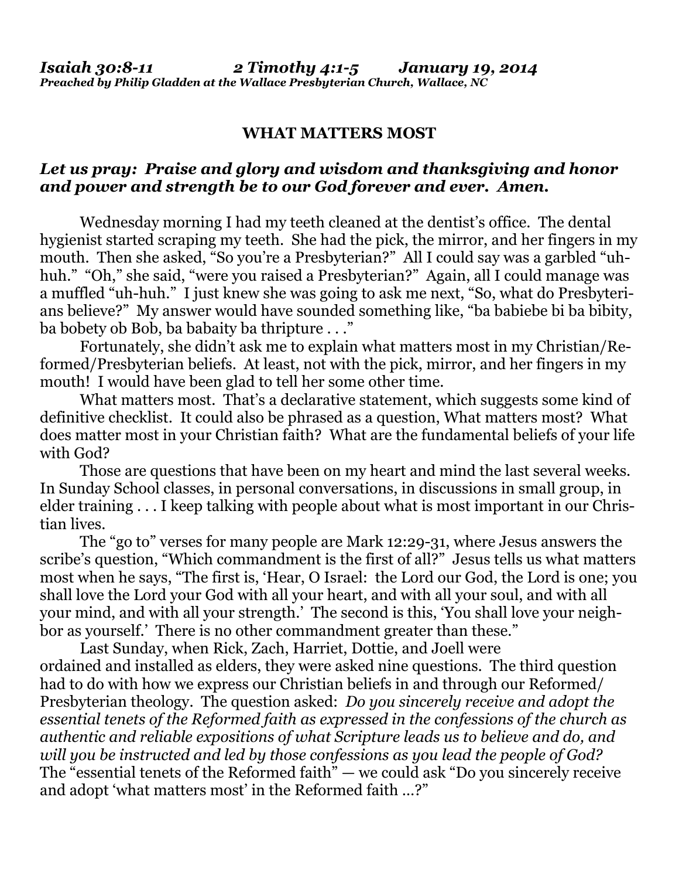***Isaiah 30:8-11 2 Timothy 4:1-5 January 19, 2014***
***Preached by Philip Gladden at the Wallace Presbyterian Church, Wallace, NC***

# WHAT MATTERS MOST

## *Let us pray: Praise and glory and wisdom and thanksgiving and honor and power and strength be to our God forever and ever. Amen.*

Wednesday morning I had my teeth cleaned at the dentist's office. The dental hygienist started scraping my teeth. She had the pick, the mirror, and her fingers in my mouth. Then she asked, "So you're a Presbyterian?" All I could say was a garbled "uh-huh." "Oh," she said, "were you raised a Presbyterian?" Again, all I could manage was a muffled "uh-huh." I just knew she was going to ask me next, "So, what do Presbyterians believe?" My answer would have sounded something like, "ba babiebe bi ba bibity, ba bobety ob Bob, ba babaity ba thripture . . ."

Fortunately, she didn't ask me to explain what matters most in my Christian/Reformed/Presbyterian beliefs. At least, not with the pick, mirror, and her fingers in my mouth! I would have been glad to tell her some other time.

What matters most. That's a declarative statement, which suggests some kind of definitive checklist. It could also be phrased as a question, What matters most? What does matter most in your Christian faith? What are the fundamental beliefs of your life with God?

Those are questions that have been on my heart and mind the last several weeks. In Sunday School classes, in personal conversations, in discussions in small group, in elder training . . . I keep talking with people about what is most important in our Christian lives.

The "go to" verses for many people are Mark 12:29-31, where Jesus answers the scribe's question, "Which commandment is the first of all?" Jesus tells us what matters most when he says, "The first is, 'Hear, O Israel: the Lord our God, the Lord is one; you shall love the Lord your God with all your heart, and with all your soul, and with all your mind, and with all your strength.' The second is this, 'You shall love your neighbor as yourself.' There is no other commandment greater than these."

Last Sunday, when Rick, Zach, Harriet, Dottie, and Joell were ordained and installed as elders, they were asked nine questions. The third question had to do with how we express our Christian beliefs in and through our Reformed/Presbyterian theology. The question asked: *Do you sincerely receive and adopt the essential tenets of the Reformed faith as expressed in the confessions of the church as authentic and reliable expositions of what Scripture leads us to believe and do, and will you be instructed and led by those confessions as you lead the people of God?* The "essential tenets of the Reformed faith" — we could ask "Do you sincerely receive and adopt 'what matters most' in the Reformed faith …?"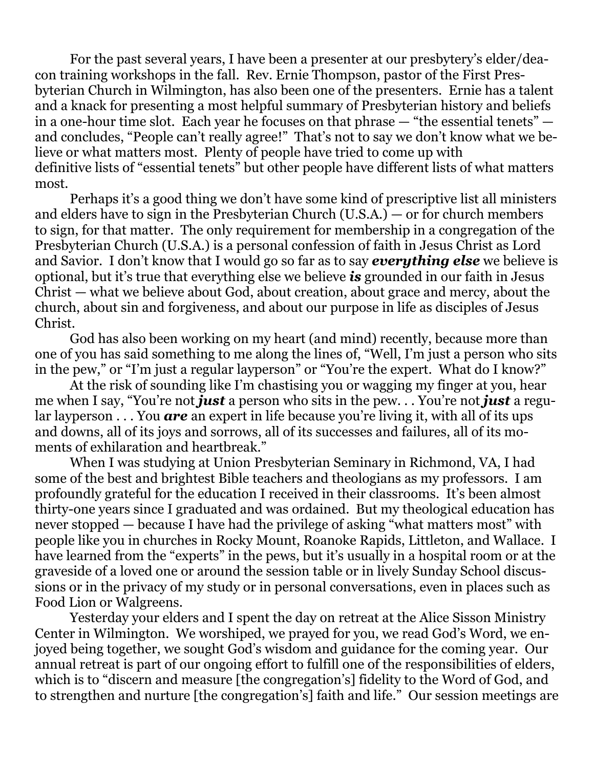For the past several years, I have been a presenter at our presbytery's elder/deacon training workshops in the fall. Rev. Ernie Thompson, pastor of the First Presbyterian Church in Wilmington, has also been one of the presenters. Ernie has a talent and a knack for presenting a most helpful summary of Presbyterian history and beliefs in a one-hour time slot. Each year he focuses on that phrase — "the essential tenets" — and concludes, "People can't really agree!" That's not to say we don't know what we believe or what matters most. Plenty of people have tried to come up with definitive lists of "essential tenets" but other people have different lists of what matters most.

Perhaps it's a good thing we don't have some kind of prescriptive list all ministers and elders have to sign in the Presbyterian Church (U.S.A.) — or for church members to sign, for that matter. The only requirement for membership in a congregation of the Presbyterian Church (U.S.A.) is a personal confession of faith in Jesus Christ as Lord and Savior. I don't know that I would go so far as to say ***everything else*** we believe is optional, but it's true that everything else we believe ***is*** grounded in our faith in Jesus Christ — what we believe about God, about creation, about grace and mercy, about the church, about sin and forgiveness, and about our purpose in life as disciples of Jesus Christ.

God has also been working on my heart (and mind) recently, because more than one of you has said something to me along the lines of, "Well, I'm just a person who sits in the pew," or "I'm just a regular layperson" or "You're the expert. What do I know?"

At the risk of sounding like I'm chastising you or wagging my finger at you, hear me when I say, "You're not ***just*** a person who sits in the pew. . . You're not ***just*** a regular layperson . . . You ***are*** an expert in life because you're living it, with all of its ups and downs, all of its joys and sorrows, all of its successes and failures, all of its moments of exhilaration and heartbreak."

When I was studying at Union Presbyterian Seminary in Richmond, VA, I had some of the best and brightest Bible teachers and theologians as my professors. I am profoundly grateful for the education I received in their classrooms. It's been almost thirty-one years since I graduated and was ordained. But my theological education has never stopped — because I have had the privilege of asking "what matters most" with people like you in churches in Rocky Mount, Roanoke Rapids, Littleton, and Wallace. I have learned from the "experts" in the pews, but it's usually in a hospital room or at the graveside of a loved one or around the session table or in lively Sunday School discussions or in the privacy of my study or in personal conversations, even in places such as Food Lion or Walgreens.

Yesterday your elders and I spent the day on retreat at the Alice Sisson Ministry Center in Wilmington. We worshiped, we prayed for you, we read God's Word, we enjoyed being together, we sought God's wisdom and guidance for the coming year. Our annual retreat is part of our ongoing effort to fulfill one of the responsibilities of elders, which is to "discern and measure [the congregation's] fidelity to the Word of God, and to strengthen and nurture [the congregation's] faith and life." Our session meetings are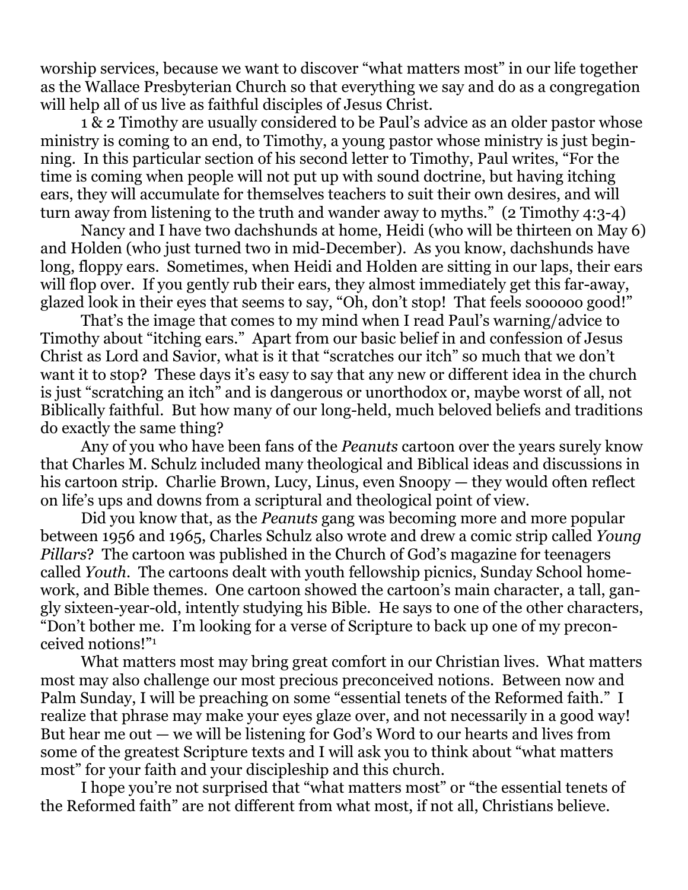worship services, because we want to discover "what matters most" in our life together as the Wallace Presbyterian Church so that everything we say and do as a congregation will help all of us live as faithful disciples of Jesus Christ.

1 & 2 Timothy are usually considered to be Paul's advice as an older pastor whose ministry is coming to an end, to Timothy, a young pastor whose ministry is just beginning. In this particular section of his second letter to Timothy, Paul writes, "For the time is coming when people will not put up with sound doctrine, but having itching ears, they will accumulate for themselves teachers to suit their own desires, and will turn away from listening to the truth and wander away to myths." (2 Timothy 4:3-4)

Nancy and I have two dachshunds at home, Heidi (who will be thirteen on May 6) and Holden (who just turned two in mid-December). As you know, dachshunds have long, floppy ears. Sometimes, when Heidi and Holden are sitting in our laps, their ears will flop over. If you gently rub their ears, they almost immediately get this far-away, glazed look in their eyes that seems to say, "Oh, don't stop! That feels soooooo good!"

That's the image that comes to my mind when I read Paul's warning/advice to Timothy about "itching ears." Apart from our basic belief in and confession of Jesus Christ as Lord and Savior, what is it that "scratches our itch" so much that we don't want it to stop? These days it's easy to say that any new or different idea in the church is just "scratching an itch" and is dangerous or unorthodox or, maybe worst of all, not Biblically faithful. But how many of our long-held, much beloved beliefs and traditions do exactly the same thing?

Any of you who have been fans of the *Peanuts* cartoon over the years surely know that Charles M. Schulz included many theological and Biblical ideas and discussions in his cartoon strip. Charlie Brown, Lucy, Linus, even Snoopy — they would often reflect on life's ups and downs from a scriptural and theological point of view.

Did you know that, as the *Peanuts* gang was becoming more and more popular between 1956 and 1965, Charles Schulz also wrote and drew a comic strip called *Young Pillars*? The cartoon was published in the Church of God's magazine for teenagers called *Youth*. The cartoons dealt with youth fellowship picnics, Sunday School homework, and Bible themes. One cartoon showed the cartoon's main character, a tall, gangly sixteen-year-old, intently studying his Bible. He says to one of the other characters, "Don't bother me. I'm looking for a verse of Scripture to back up one of my preconceived notions!"[1]

What matters most may bring great comfort in our Christian lives. What matters most may also challenge our most precious preconceived notions. Between now and Palm Sunday, I will be preaching on some "essential tenets of the Reformed faith." I realize that phrase may make your eyes glaze over, and not necessarily in a good way! But hear me out — we will be listening for God's Word to our hearts and lives from some of the greatest Scripture texts and I will ask you to think about "what matters most" for your faith and your discipleship and this church.

I hope you're not surprised that "what matters most" or "the essential tenets of the Reformed faith" are not different from what most, if not all, Christians believe.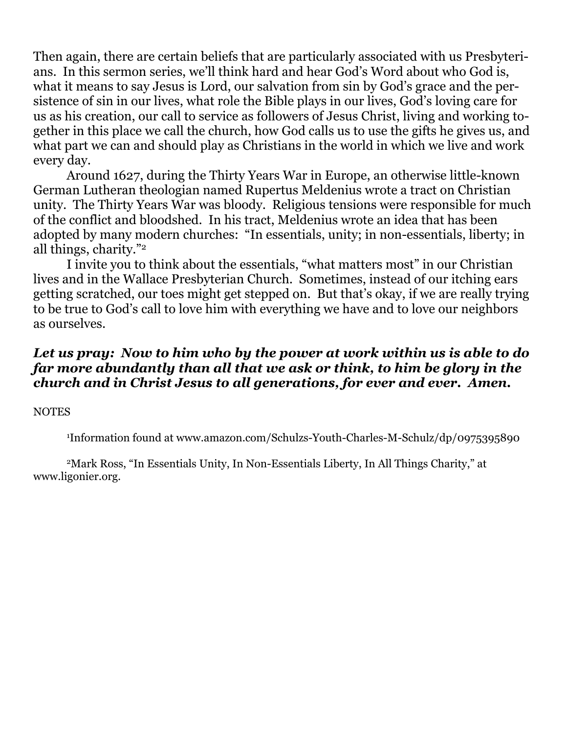Then again, there are certain beliefs that are particularly associated with us Presbyterians. In this sermon series, we'll think hard and hear God's Word about who God is, what it means to say Jesus is Lord, our salvation from sin by God's grace and the persistence of sin in our lives, what role the Bible plays in our lives, God's loving care for us as his creation, our call to service as followers of Jesus Christ, living and working together in this place we call the church, how God calls us to use the gifts he gives us, and what part we can and should play as Christians in the world in which we live and work every day.

Around 1627, during the Thirty Years War in Europe, an otherwise little-known German Lutheran theologian named Rupertus Meldenius wrote a tract on Christian unity. The Thirty Years War was bloody. Religious tensions were responsible for much of the conflict and bloodshed. In his tract, Meldenius wrote an idea that has been adopted by many modern churches: "In essentials, unity; in non-essentials, liberty; in all things, charity."[2]

I invite you to think about the essentials, "what matters most" in our Christian lives and in the Wallace Presbyterian Church. Sometimes, instead of our itching ears getting scratched, our toes might get stepped on. But that's okay, if we are really trying to be true to God's call to love him with everything we have and to love our neighbors as ourselves.

***Let us pray: Now to him who by the power at work within us is able to do far more abundantly than all that we ask or think, to him be glory in the church and in Christ Jesus to all generations, for ever and ever. Amen.***

NOTES

[1]Information found at www.amazon.com/Schulzs-Youth-Charles-M-Schulz/dp/0975395890

[2]Mark Ross, "In Essentials Unity, In Non-Essentials Liberty, In All Things Charity," at www.ligonier.org.